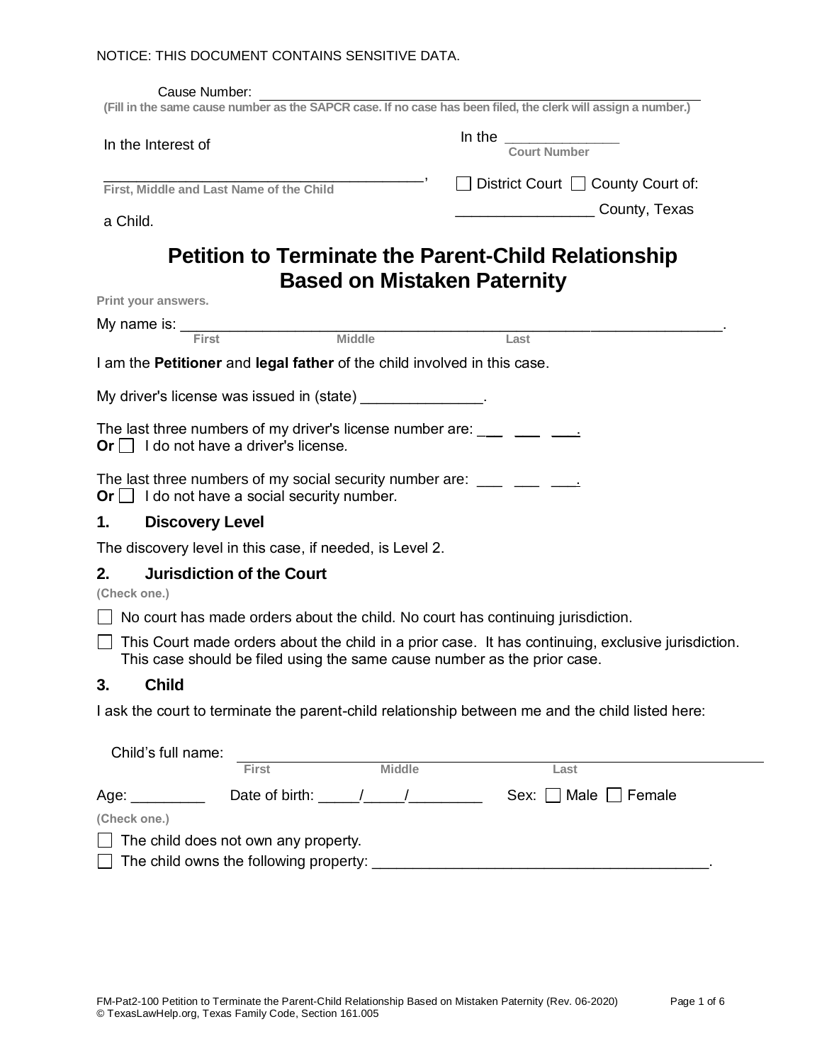NOTICE: THIS DOCUMENT CONTAINS SENSITIVE DATA.

Cause Number: ______________________________________________

**(Fill in the same cause number as the SAPCR case. If no case has been filed, the clerk will assign a number.)**

In the Interest of

______________________________________,
First, Middle and Last Name of the Child

a Child.

In the ______________
Court Number

☐ District Court ☐ County Court of:

________________ County, Texas

# Petition to Terminate the Parent-Child Relationship Based on Mistaken Paternity

**Print your answers.**

My name is: ______________________________________________________________.
First Middle Last

I am the **Petitioner** and **legal father** of the child involved in this case.

My driver's license was issued in (state) ______________.

The last three numbers of my driver's license number are: ___ ___ ___.
**Or** ☐ I do not have a driver's license.

The last three numbers of my social security number are: ___ ___ ___.
**Or** ☐ I do not have a social security number.

## 1. Discovery Level

The discovery level in this case, if needed, is Level 2.

## 2. Jurisdiction of the Court

**(Check one.)**

☐ No court has made orders about the child. No court has continuing jurisdiction.

☐ This Court made orders about the child in a prior case. It has continuing, exclusive jurisdiction. This case should be filed using the same cause number as the prior case.

## 3. Child

I ask the court to terminate the parent-child relationship between me and the child listed here:

Child's full name: ______________________________________________________________
First Middle Last

Age: _________ Date of birth: _____/_____/_________ Sex: ☐ Male ☐ Female

**(Check one.)**

☐ The child does not own any property.

☐ The child owns the following property: ________________________________________.

FM-Pat2-100 Petition to Terminate the Parent-Child Relationship Based on Mistaken Paternity (Rev. 06-2020)
© TexasLawHelp.org, Texas Family Code, Section 161.005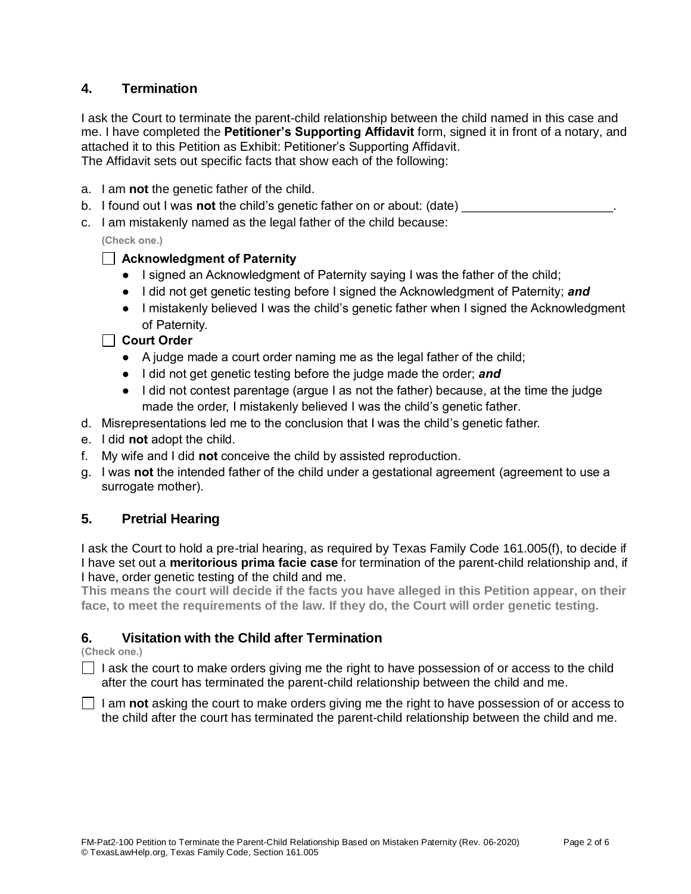## 4. Termination

I ask the Court to terminate the parent-child relationship between the child named in this case and me. I have completed the **Petitioner's Supporting Affidavit** form, signed it in front of a notary, and attached it to this Petition as Exhibit: Petitioner's Supporting Affidavit.
The Affidavit sets out specific facts that show each of the following:

a. I am **not** the genetic father of the child.
b. I found out I was **not** the child's genetic father on or about: (date) ______________________.
c. I am mistakenly named as the legal father of the child because:

**(Check one.)**

☐ **Acknowledgment of Paternity**

- I signed an Acknowledgment of Paternity saying I was the father of the child;
- I did not get genetic testing before I signed the Acknowledgment of Paternity; ***and***
- I mistakenly believed I was the child's genetic father when I signed the Acknowledgment of Paternity.

☐ **Court Order**

- A judge made a court order naming me as the legal father of the child;
- I did not get genetic testing before the judge made the order; ***and***
- I did not contest parentage (argue I as not the father) because, at the time the judge made the order, I mistakenly believed I was the child's genetic father.

d. Misrepresentations led me to the conclusion that I was the child's genetic father.
e. I did **not** adopt the child.
f. My wife and I did **not** conceive the child by assisted reproduction.
g. I was **not** the intended father of the child under a gestational agreement (agreement to use a surrogate mother).

## 5. Pretrial Hearing

I ask the Court to hold a pre-trial hearing, as required by Texas Family Code 161.005(f), to decide if I have set out a **meritorious prima facie case** for termination of the parent-child relationship and, if I have, order genetic testing of the child and me.

**This means the court will decide if the facts you have alleged in this Petition appear, on their face, to meet the requirements of the law. If they do, the Court will order genetic testing.**

## 6. Visitation with the Child after Termination

**(Check one.)**

☐ I ask the court to make orders giving me the right to have possession of or access to the child after the court has terminated the parent-child relationship between the child and me.

☐ I am **not** asking the court to make orders giving me the right to have possession of or access to the child after the court has terminated the parent-child relationship between the child and me.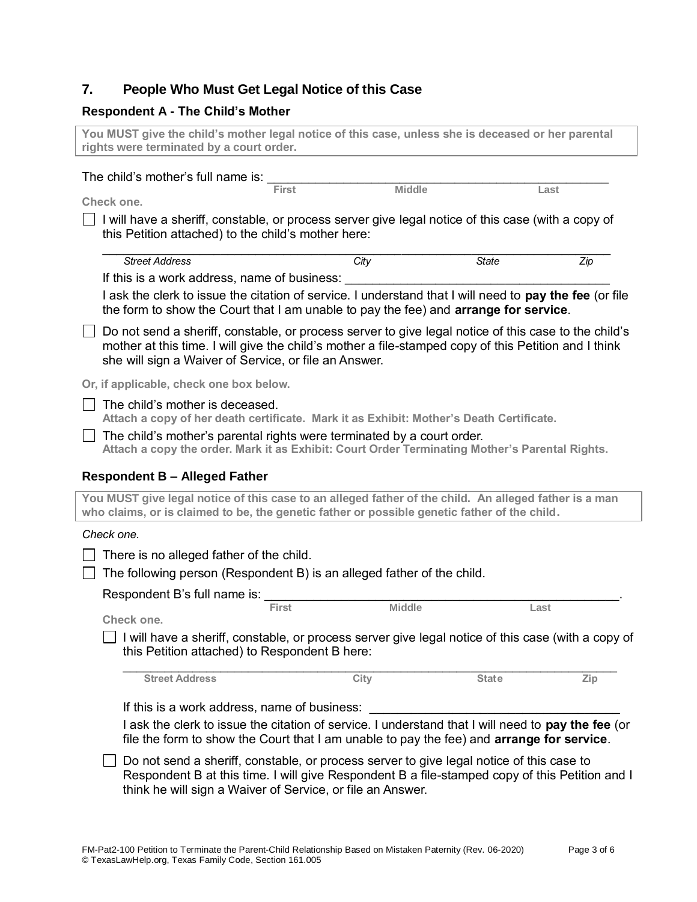## 7. People Who Must Get Legal Notice of this Case

### Respondent A - The Child's Mother

**You MUST give the child's mother legal notice of this case, unless she is deceased or her parental rights were terminated by a court order.**

The child's mother's full name is: ______________________________________________
First Middle Last

**Check one.**

☐ I will have a sheriff, constable, or process server give legal notice of this case (with a copy of this Petition attached) to the child's mother here:

______________________________________________________________________
*Street Address* *City* *State* *Zip*

If this is a work address, name of business: ______________________________

I ask the clerk to issue the citation of service. I understand that I will need to **pay the fee** (or file the form to show the Court that I am unable to pay the fee) and **arrange for service**.

☐ Do not send a sheriff, constable, or process server to give legal notice of this case to the child's mother at this time. I will give the child's mother a file-stamped copy of this Petition and I think she will sign a Waiver of Service, or file an Answer.

**Or, if applicable, check one box below.**

☐ The child's mother is deceased.
**Attach a copy of her death certificate. Mark it as Exhibit: Mother's Death Certificate.**

☐ The child's mother's parental rights were terminated by a court order.
**Attach a copy the order. Mark it as Exhibit: Court Order Terminating Mother's Parental Rights.**

### Respondent B – Alleged Father

**You MUST give legal notice of this case to an alleged father of the child. An alleged father is a man who claims, or is claimed to be, the genetic father or possible genetic father of the child.**

*Check one.*

☐ There is no alleged father of the child.

☐ The following person (Respondent B) is an alleged father of the child.

Respondent B's full name is: ______________________________________________.
First Middle Last

**Check one.**

☐ I will have a sheriff, constable, or process server give legal notice of this case (with a copy of this Petition attached) to Respondent B here:

______________________________________________________________________
**Street Address** **City** **State** **Zip**

If this is a work address, name of business: ______________________________

I ask the clerk to issue the citation of service. I understand that I will need to **pay the fee** (or file the form to show the Court that I am unable to pay the fee) and **arrange for service**.

☐ Do not send a sheriff, constable, or process server to give legal notice of this case to Respondent B at this time. I will give Respondent B a file-stamped copy of this Petition and I think he will sign a Waiver of Service, or file an Answer.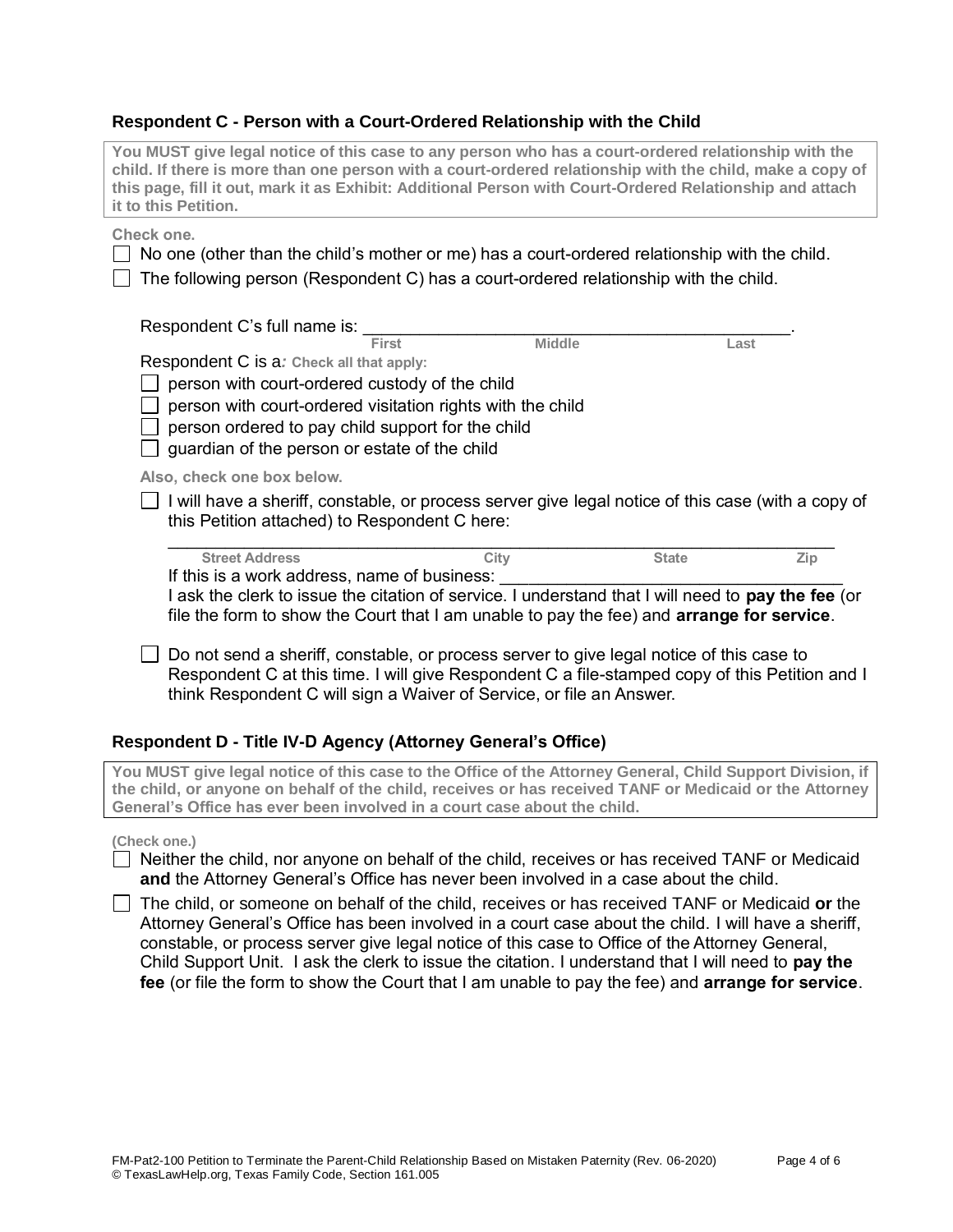### Respondent C - Person with a Court-Ordered Relationship with the Child

**You MUST give legal notice of this case to any person who has a court-ordered relationship with the child. If there is more than one person with a court-ordered relationship with the child, make a copy of this page, fill it out, mark it as Exhibit: Additional Person with Court-Ordered Relationship and attach it to this Petition.**

**Check one.**

☐ No one (other than the child's mother or me) has a court-ordered relationship with the child.

☐ The following person (Respondent C) has a court-ordered relationship with the child.

Respondent C's full name is: _____________________________________________.
First Middle Last

Respondent C is a: **Check all that apply:**

☐ person with court-ordered custody of the child

☐ person with court-ordered visitation rights with the child

☐ person ordered to pay child support for the child

☐ guardian of the person or estate of the child

**Also, check one box below.**

☐ I will have a sheriff, constable, or process server give legal notice of this case (with a copy of this Petition attached) to Respondent C here:

_____________________________________________________________________
Street Address City State Zip

If this is a work address, name of business: ___________________________________

I ask the clerk to issue the citation of service. I understand that I will need to **pay the fee** (or file the form to show the Court that I am unable to pay the fee) and **arrange for service**.

☐ Do not send a sheriff, constable, or process server to give legal notice of this case to Respondent C at this time. I will give Respondent C a file-stamped copy of this Petition and I think Respondent C will sign a Waiver of Service, or file an Answer.

### Respondent D - Title IV-D Agency (Attorney General's Office)

**You MUST give legal notice of this case to the Office of the Attorney General, Child Support Division, if the child, or anyone on behalf of the child, receives or has received TANF or Medicaid or the Attorney General's Office has ever been involved in a court case about the child.**

**(Check one.)**

☐ Neither the child, nor anyone on behalf of the child, receives or has received TANF or Medicaid **and** the Attorney General's Office has never been involved in a case about the child.

☐ The child, or someone on behalf of the child, receives or has received TANF or Medicaid **or** the Attorney General's Office has been involved in a court case about the child. I will have a sheriff, constable, or process server give legal notice of this case to Office of the Attorney General, Child Support Unit. I ask the clerk to issue the citation. I understand that I will need to **pay the fee** (or file the form to show the Court that I am unable to pay the fee) and **arrange for service**.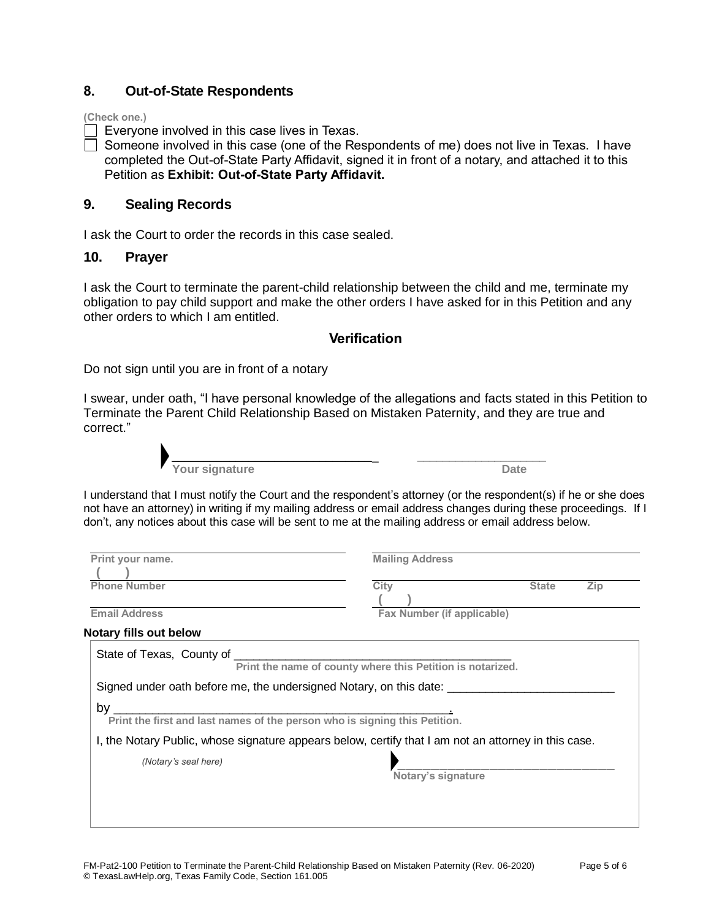## 8. Out-of-State Respondents

(Check one.)

- ☐ Everyone involved in this case lives in Texas.
- ☐ Someone involved in this case (one of the Respondents of me) does not live in Texas. I have completed the Out-of-State Party Affidavit, signed it in front of a notary, and attached it to this Petition as **Exhibit: Out-of-State Party Affidavit.**

## 9. Sealing Records

I ask the Court to order the records in this case sealed.

## 10. Prayer

I ask the Court to terminate the parent-child relationship between the child and me, terminate my obligation to pay child support and make the other orders I have asked for in this Petition and any other orders to which I am entitled.

### Verification

Do not sign until you are in front of a notary

I swear, under oath, "I have personal knowledge of the allegations and facts stated in this Petition to Terminate the Parent Child Relationship Based on Mistaken Paternity, and they are true and correct."

______________________________ Your signature

____________________ Date

I understand that I must notify the Court and the respondent's attorney (or the respondent(s) if he or she does not have an attorney) in writing if my mailing address or email address changes during these proceedings. If I don't, any notices about this case will be sent to me at the mailing address or email address below.

| | |
|---|---|
| Print your name. | Mailing Address |
| ( ) Phone Number | City State Zip |
| Email Address | ( ) Fax Number (if applicable) |

**Notary fills out below**

State of Texas, County of ____________________________________________
Print the name of county where this Petition is notarized.

Signed under oath before me, the undersigned Notary, on this date: __________________________

by ____________________________________________________.
Print the first and last names of the person who is signing this Petition.

I, the Notary Public, whose signature appears below, certify that I am not an attorney in this case.

*(Notary's seal here)*

____________________________________ Notary's signature

FM-Pat2-100 Petition to Terminate the Parent-Child Relationship Based on Mistaken Paternity (Rev. 06-2020)
© TexasLawHelp.org, Texas Family Code, Section 161.005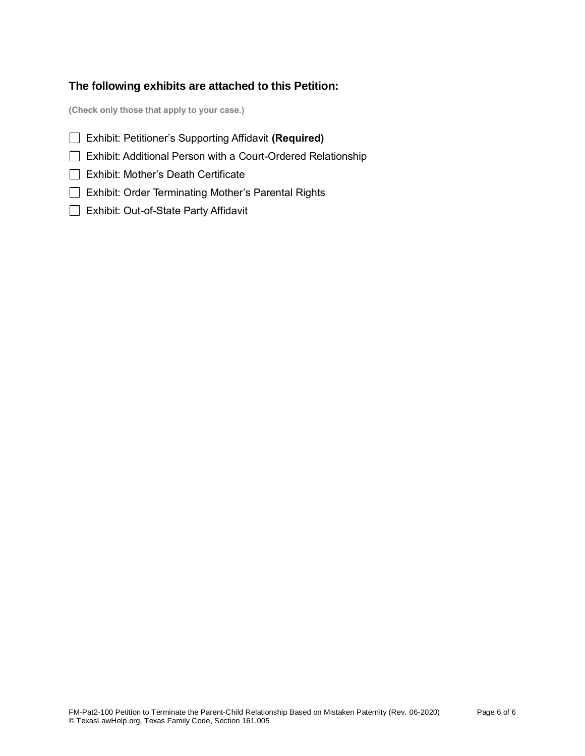### The following exhibits are attached to this Petition:

**(Check only those that apply to your case.)**

- ☐ Exhibit: Petitioner's Supporting Affidavit **(Required)**
- ☐ Exhibit: Additional Person with a Court-Ordered Relationship
- ☐ Exhibit: Mother's Death Certificate
- ☐ Exhibit: Order Terminating Mother's Parental Rights
- ☐ Exhibit: Out-of-State Party Affidavit